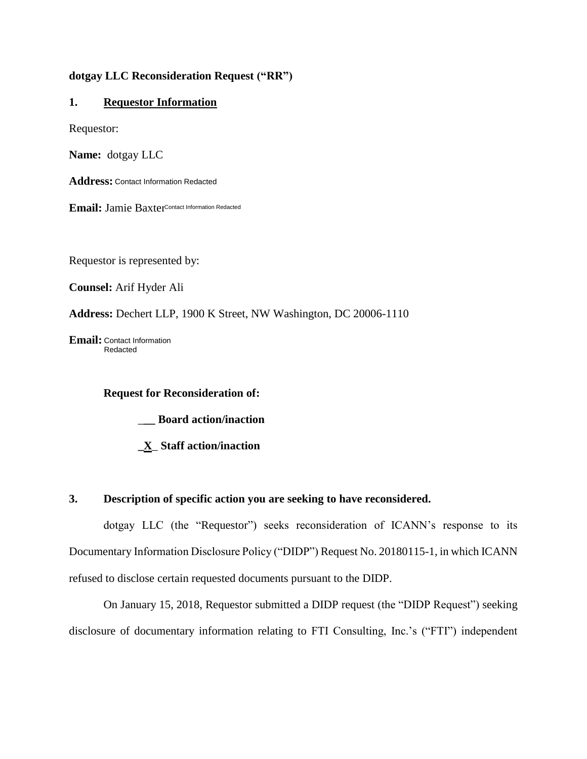**dotgay LLC Reconsideration Request ("RR")**

## 1. Requestor Information

Requestor:

**Name:** dotgay LLC

**Address:** Contact Information Redacted

**Email:** Jamie Baxter Contact Information Redacted

Requestor is represented by:

**Counsel:** Arif Hyder Ali

**Address:** Dechert LLP, 1900 K Street, NW Washington, DC 20006-1110

**Email:** Contact Information Redacted

**Request for Reconsideration of:**

**\_\_\_ Board action/inaction**

**\_X\_ Staff action/inaction**

## 3. Description of specific action you are seeking to have reconsidered.

dotgay LLC (the "Requestor") seeks reconsideration of ICANN's response to its Documentary Information Disclosure Policy ("DIDP") Request No. 20180115-1, in which ICANN refused to disclose certain requested documents pursuant to the DIDP.

On January 15, 2018, Requestor submitted a DIDP request (the "DIDP Request") seeking disclosure of documentary information relating to FTI Consulting, Inc.'s ("FTI") independent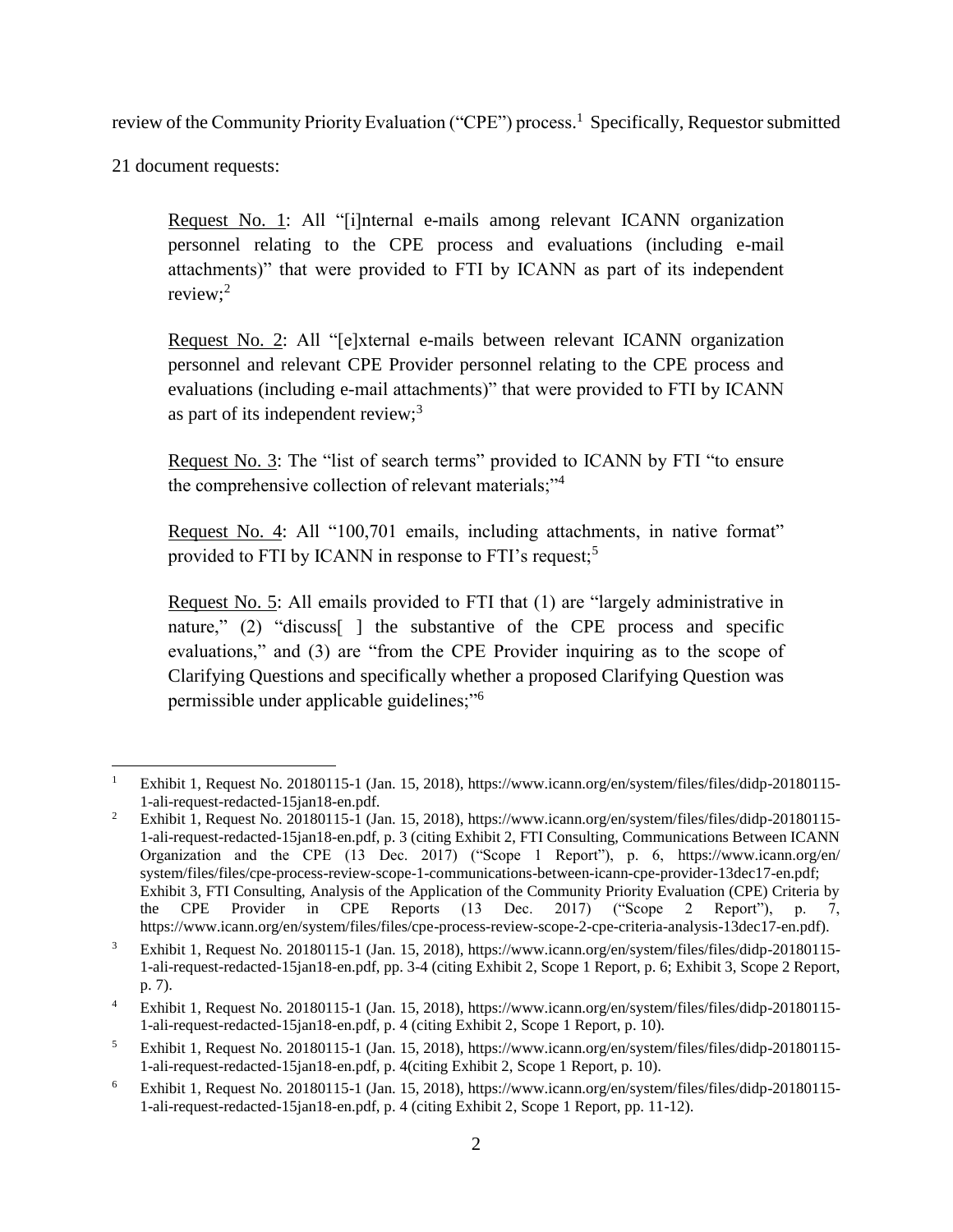review of the Community Priority Evaluation ("CPE") process.[1] Specifically, Requestor submitted 21 document requests:

> Request No. 1: All "[i]nternal e-mails among relevant ICANN organization personnel relating to the CPE process and evaluations (including e-mail attachments)" that were provided to FTI by ICANN as part of its independent review;[2]
>
> Request No. 2: All "[e]xternal e-mails between relevant ICANN organization personnel and relevant CPE Provider personnel relating to the CPE process and evaluations (including e-mail attachments)" that were provided to FTI by ICANN as part of its independent review;[3]
>
> Request No. 3: The "list of search terms" provided to ICANN by FTI "to ensure the comprehensive collection of relevant materials;"[4]
>
> Request No. 4: All "100,701 emails, including attachments, in native format" provided to FTI by ICANN in response to FTI's request;[5]
>
> Request No. 5: All emails provided to FTI that (1) are "largely administrative in nature," (2) "discuss[ ] the substantive of the CPE process and specific evaluations," and (3) are "from the CPE Provider inquiring as to the scope of Clarifying Questions and specifically whether a proposed Clarifying Question was permissible under applicable guidelines;"[6]

---

[1] Exhibit 1, Request No. 20180115-1 (Jan. 15, 2018), https://www.icann.org/en/system/files/files/didp-20180115-1-ali-request-redacted-15jan18-en.pdf.

[2] Exhibit 1, Request No. 20180115-1 (Jan. 15, 2018), https://www.icann.org/en/system/files/files/didp-20180115-1-ali-request-redacted-15jan18-en.pdf, p. 3 (citing Exhibit 2, FTI Consulting, Communications Between ICANN Organization and the CPE (13 Dec. 2017) ("Scope 1 Report"), p. 6, https://www.icann.org/en/system/files/files/cpe-process-review-scope-1-communications-between-icann-cpe-provider-13dec17-en.pdf; Exhibit 3, FTI Consulting, Analysis of the Application of the Community Priority Evaluation (CPE) Criteria by the CPE Provider in CPE Reports (13 Dec. 2017) ("Scope 2 Report"), p. 7, https://www.icann.org/en/system/files/files/cpe-process-review-scope-2-cpe-criteria-analysis-13dec17-en.pdf).

[3] Exhibit 1, Request No. 20180115-1 (Jan. 15, 2018), https://www.icann.org/en/system/files/files/didp-20180115-1-ali-request-redacted-15jan18-en.pdf, pp. 3-4 (citing Exhibit 2, Scope 1 Report, p. 6; Exhibit 3, Scope 2 Report, p. 7).

[4] Exhibit 1, Request No. 20180115-1 (Jan. 15, 2018), https://www.icann.org/en/system/files/files/didp-20180115-1-ali-request-redacted-15jan18-en.pdf, p. 4 (citing Exhibit 2, Scope 1 Report, p. 10).

[5] Exhibit 1, Request No. 20180115-1 (Jan. 15, 2018), https://www.icann.org/en/system/files/files/didp-20180115-1-ali-request-redacted-15jan18-en.pdf, p. 4(citing Exhibit 2, Scope 1 Report, p. 10).

[6] Exhibit 1, Request No. 20180115-1 (Jan. 15, 2018), https://www.icann.org/en/system/files/files/didp-20180115-1-ali-request-redacted-15jan18-en.pdf, p. 4 (citing Exhibit 2, Scope 1 Report, pp. 11-12).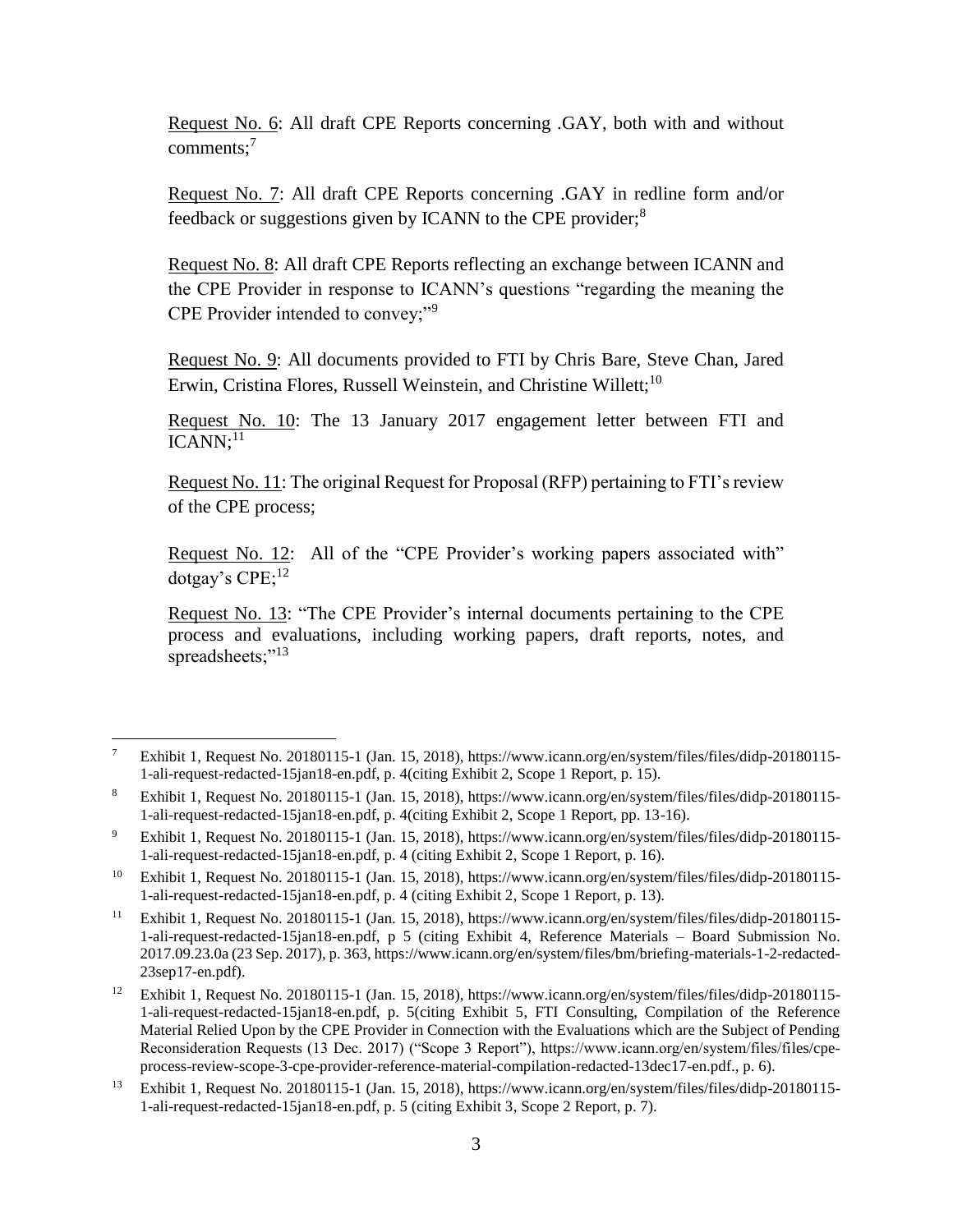Request No. 6: All draft CPE Reports concerning .GAY, both with and without comments;[7]

Request No. 7: All draft CPE Reports concerning .GAY in redline form and/or feedback or suggestions given by ICANN to the CPE provider;[8]

Request No. 8: All draft CPE Reports reflecting an exchange between ICANN and the CPE Provider in response to ICANN's questions "regarding the meaning the CPE Provider intended to convey;"[9]

Request No. 9: All documents provided to FTI by Chris Bare, Steve Chan, Jared Erwin, Cristina Flores, Russell Weinstein, and Christine Willett;[10]

Request No. 10: The 13 January 2017 engagement letter between FTI and ICANN;[11]

Request No. 11: The original Request for Proposal (RFP) pertaining to FTI's review of the CPE process;

Request No. 12: All of the "CPE Provider's working papers associated with" dotgay's CPE;[12]

Request No. 13: "The CPE Provider's internal documents pertaining to the CPE process and evaluations, including working papers, draft reports, notes, and spreadsheets;"[13]

---

[7] Exhibit 1, Request No. 20180115-1 (Jan. 15, 2018), https://www.icann.org/en/system/files/files/didp-20180115-1-ali-request-redacted-15jan18-en.pdf, p. 4(citing Exhibit 2, Scope 1 Report, p. 15).

[8] Exhibit 1, Request No. 20180115-1 (Jan. 15, 2018), https://www.icann.org/en/system/files/files/didp-20180115-1-ali-request-redacted-15jan18-en.pdf, p. 4(citing Exhibit 2, Scope 1 Report, pp. 13-16).

[9] Exhibit 1, Request No. 20180115-1 (Jan. 15, 2018), https://www.icann.org/en/system/files/files/didp-20180115-1-ali-request-redacted-15jan18-en.pdf, p. 4 (citing Exhibit 2, Scope 1 Report, p. 16).

[10] Exhibit 1, Request No. 20180115-1 (Jan. 15, 2018), https://www.icann.org/en/system/files/files/didp-20180115-1-ali-request-redacted-15jan18-en.pdf, p. 4 (citing Exhibit 2, Scope 1 Report, p. 13).

[11] Exhibit 1, Request No. 20180115-1 (Jan. 15, 2018), https://www.icann.org/en/system/files/files/didp-20180115-1-ali-request-redacted-15jan18-en.pdf, p 5 (citing Exhibit 4, Reference Materials – Board Submission No. 2017.09.23.0a (23 Sep. 2017), p. 363, https://www.icann.org/en/system/files/bm/briefing-materials-1-2-redacted-23sep17-en.pdf).

[12] Exhibit 1, Request No. 20180115-1 (Jan. 15, 2018), https://www.icann.org/en/system/files/files/didp-20180115-1-ali-request-redacted-15jan18-en.pdf, p. 5(citing Exhibit 5, FTI Consulting, Compilation of the Reference Material Relied Upon by the CPE Provider in Connection with the Evaluations which are the Subject of Pending Reconsideration Requests (13 Dec. 2017) ("Scope 3 Report"), https://www.icann.org/en/system/files/files/cpe-process-review-scope-3-cpe-provider-reference-material-compilation-redacted-13dec17-en.pdf., p. 6).

[13] Exhibit 1, Request No. 20180115-1 (Jan. 15, 2018), https://www.icann.org/en/system/files/files/didp-20180115-1-ali-request-redacted-15jan18-en.pdf, p. 5 (citing Exhibit 3, Scope 2 Report, p. 7).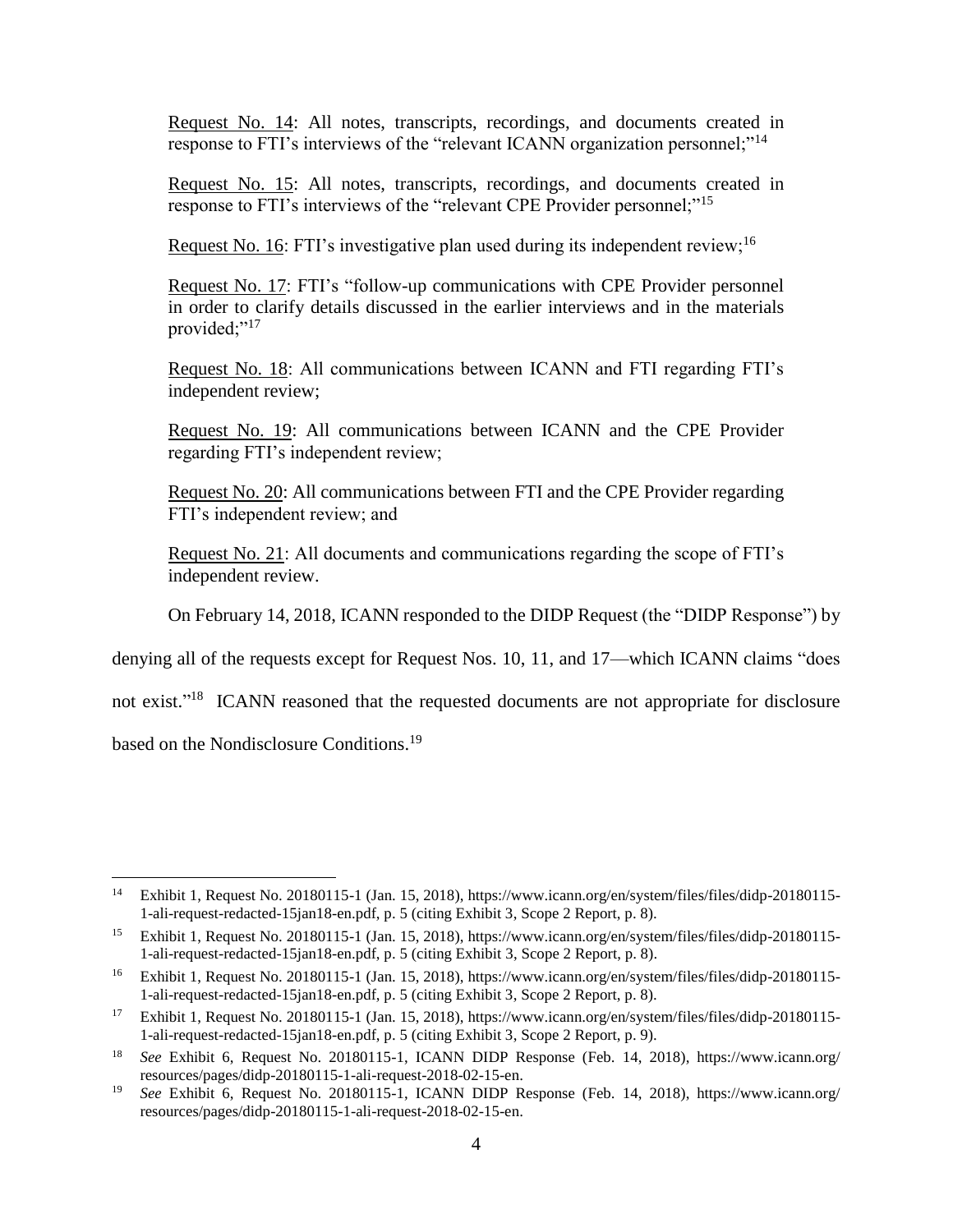Request No. 14: All notes, transcripts, recordings, and documents created in response to FTI's interviews of the "relevant ICANN organization personnel;"[14]

Request No. 15: All notes, transcripts, recordings, and documents created in response to FTI's interviews of the "relevant CPE Provider personnel;"[15]

Request No. 16: FTI's investigative plan used during its independent review;[16]

Request No. 17: FTI's "follow-up communications with CPE Provider personnel in order to clarify details discussed in the earlier interviews and in the materials provided;"[17]

Request No. 18: All communications between ICANN and FTI regarding FTI's independent review;

Request No. 19: All communications between ICANN and the CPE Provider regarding FTI's independent review;

Request No. 20: All communications between FTI and the CPE Provider regarding FTI's independent review; and

Request No. 21: All documents and communications regarding the scope of FTI's independent review.

On February 14, 2018, ICANN responded to the DIDP Request (the "DIDP Response") by denying all of the requests except for Request Nos. 10, 11, and 17—which ICANN claims "does not exist."[18] ICANN reasoned that the requested documents are not appropriate for disclosure based on the Nondisclosure Conditions.[19]

---

[14] Exhibit 1, Request No. 20180115-1 (Jan. 15, 2018), https://www.icann.org/en/system/files/files/didp-20180115-1-ali-request-redacted-15jan18-en.pdf, p. 5 (citing Exhibit 3, Scope 2 Report, p. 8).

[15] Exhibit 1, Request No. 20180115-1 (Jan. 15, 2018), https://www.icann.org/en/system/files/files/didp-20180115-1-ali-request-redacted-15jan18-en.pdf, p. 5 (citing Exhibit 3, Scope 2 Report, p. 8).

[16] Exhibit 1, Request No. 20180115-1 (Jan. 15, 2018), https://www.icann.org/en/system/files/files/didp-20180115-1-ali-request-redacted-15jan18-en.pdf, p. 5 (citing Exhibit 3, Scope 2 Report, p. 8).

[17] Exhibit 1, Request No. 20180115-1 (Jan. 15, 2018), https://www.icann.org/en/system/files/files/didp-20180115-1-ali-request-redacted-15jan18-en.pdf, p. 5 (citing Exhibit 3, Scope 2 Report, p. 9).

[18] *See* Exhibit 6, Request No. 20180115-1, ICANN DIDP Response (Feb. 14, 2018), https://www.icann.org/resources/pages/didp-20180115-1-ali-request-2018-02-15-en.

[19] *See* Exhibit 6, Request No. 20180115-1, ICANN DIDP Response (Feb. 14, 2018), https://www.icann.org/resources/pages/didp-20180115-1-ali-request-2018-02-15-en.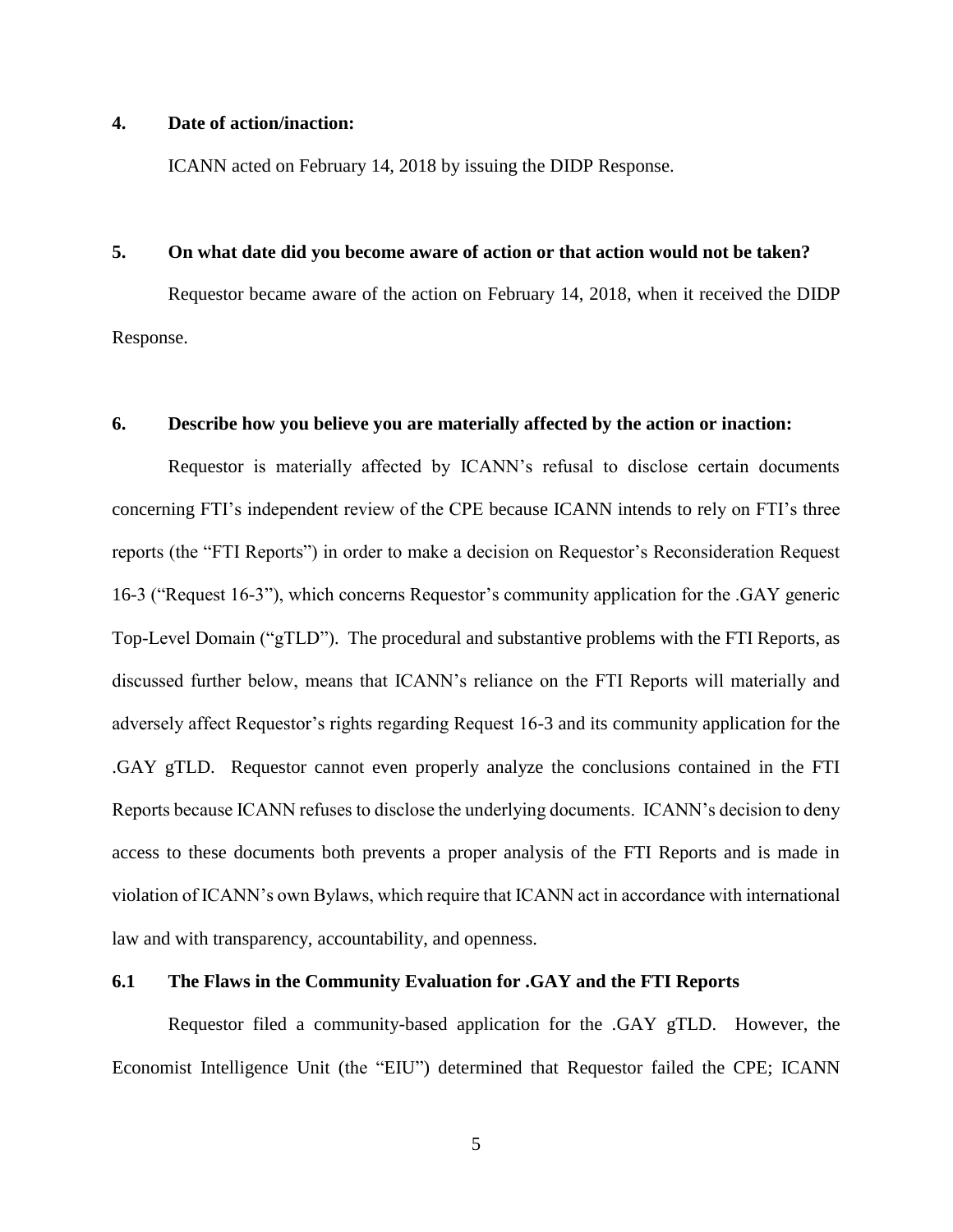**4. Date of action/inaction:**

ICANN acted on February 14, 2018 by issuing the DIDP Response.

**5. On what date did you become aware of action or that action would not be taken?**

Requestor became aware of the action on February 14, 2018, when it received the DIDP Response.

**6. Describe how you believe you are materially affected by the action or inaction:**

Requestor is materially affected by ICANN's refusal to disclose certain documents concerning FTI's independent review of the CPE because ICANN intends to rely on FTI's three reports (the "FTI Reports") in order to make a decision on Requestor's Reconsideration Request 16-3 ("Request 16-3"), which concerns Requestor's community application for the .GAY generic Top-Level Domain ("gTLD"). The procedural and substantive problems with the FTI Reports, as discussed further below, means that ICANN's reliance on the FTI Reports will materially and adversely affect Requestor's rights regarding Request 16-3 and its community application for the .GAY gTLD. Requestor cannot even properly analyze the conclusions contained in the FTI Reports because ICANN refuses to disclose the underlying documents. ICANN's decision to deny access to these documents both prevents a proper analysis of the FTI Reports and is made in violation of ICANN's own Bylaws, which require that ICANN act in accordance with international law and with transparency, accountability, and openness.

**6.1 The Flaws in the Community Evaluation for .GAY and the FTI Reports**

Requestor filed a community-based application for the .GAY gTLD. However, the Economist Intelligence Unit (the "EIU") determined that Requestor failed the CPE; ICANN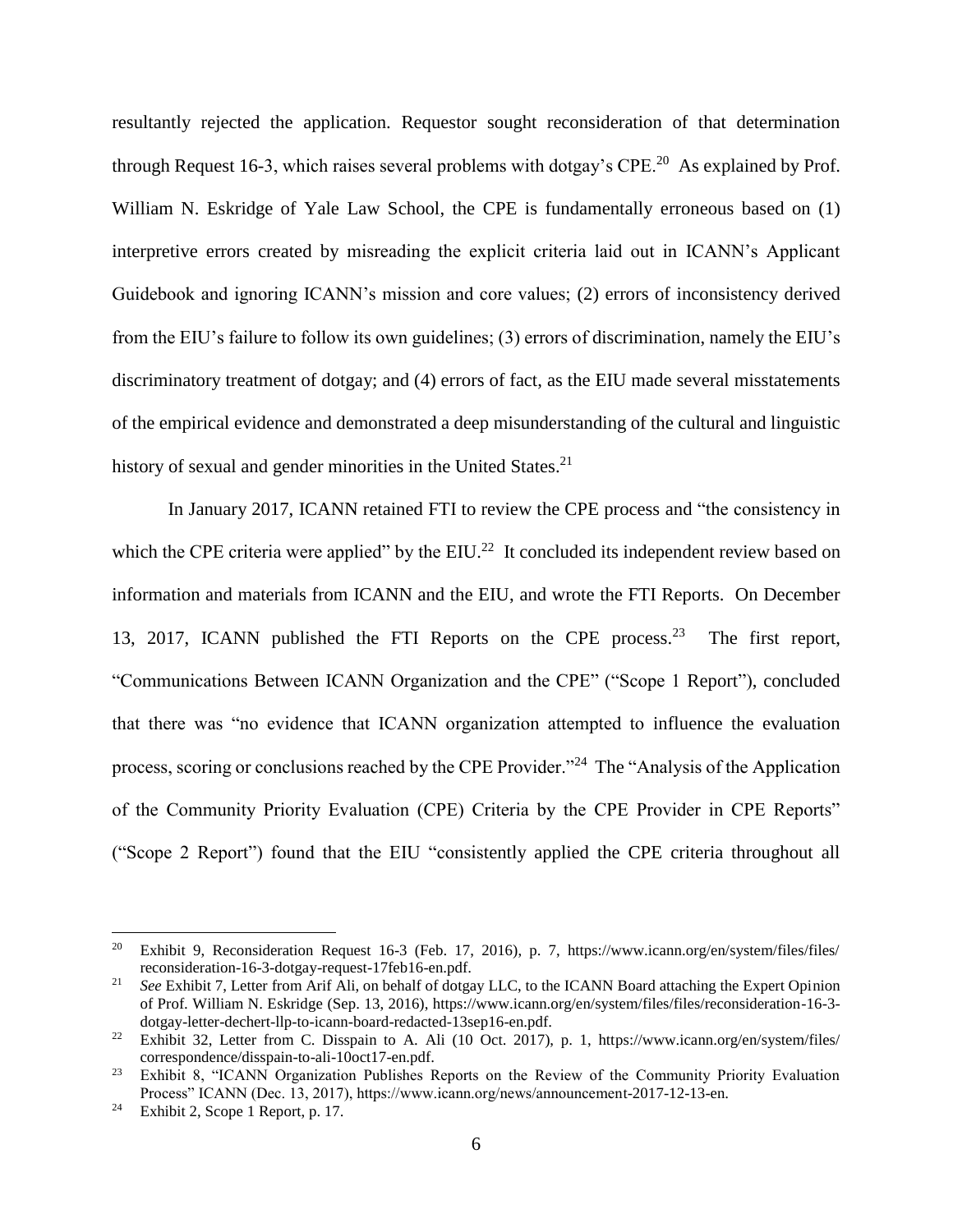resultantly rejected the application. Requestor sought reconsideration of that determination through Request 16-3, which raises several problems with dotgay's CPE.[20] As explained by Prof. William N. Eskridge of Yale Law School, the CPE is fundamentally erroneous based on (1) interpretive errors created by misreading the explicit criteria laid out in ICANN's Applicant Guidebook and ignoring ICANN's mission and core values; (2) errors of inconsistency derived from the EIU's failure to follow its own guidelines; (3) errors of discrimination, namely the EIU's discriminatory treatment of dotgay; and (4) errors of fact, as the EIU made several misstatements of the empirical evidence and demonstrated a deep misunderstanding of the cultural and linguistic history of sexual and gender minorities in the United States.[21]

In January 2017, ICANN retained FTI to review the CPE process and "the consistency in which the CPE criteria were applied" by the EIU.[22] It concluded its independent review based on information and materials from ICANN and the EIU, and wrote the FTI Reports. On December 13, 2017, ICANN published the FTI Reports on the CPE process.[23] The first report, "Communications Between ICANN Organization and the CPE" ("Scope 1 Report"), concluded that there was "no evidence that ICANN organization attempted to influence the evaluation process, scoring or conclusions reached by the CPE Provider."[24] The "Analysis of the Application of the Community Priority Evaluation (CPE) Criteria by the CPE Provider in CPE Reports" ("Scope 2 Report") found that the EIU "consistently applied the CPE criteria throughout all

---

[20] Exhibit 9, Reconsideration Request 16-3 (Feb. 17, 2016), p. 7, https://www.icann.org/en/system/files/files/reconsideration-16-3-dotgay-request-17feb16-en.pdf.

[21] *See* Exhibit 7, Letter from Arif Ali, on behalf of dotgay LLC, to the ICANN Board attaching the Expert Opinion of Prof. William N. Eskridge (Sep. 13, 2016), https://www.icann.org/en/system/files/files/reconsideration-16-3-dotgay-letter-dechert-llp-to-icann-board-redacted-13sep16-en.pdf.

[22] Exhibit 32, Letter from C. Disspain to A. Ali (10 Oct. 2017), p. 1, https://www.icann.org/en/system/files/correspondence/disspain-to-ali-10oct17-en.pdf.

[23] Exhibit 8, "ICANN Organization Publishes Reports on the Review of the Community Priority Evaluation Process" ICANN (Dec. 13, 2017), https://www.icann.org/news/announcement-2017-12-13-en.

[24] Exhibit 2, Scope 1 Report, p. 17.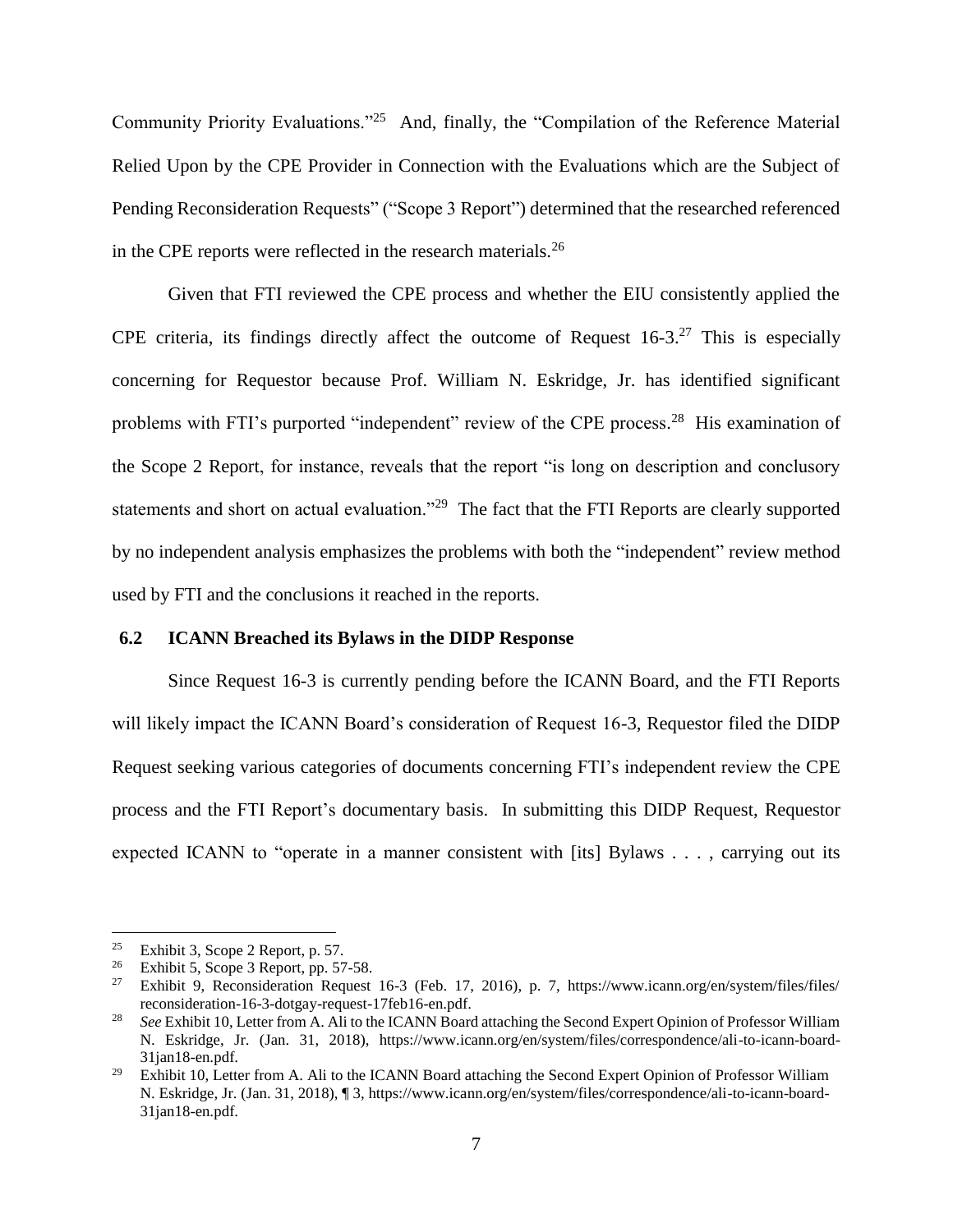Community Priority Evaluations."[25] And, finally, the "Compilation of the Reference Material Relied Upon by the CPE Provider in Connection with the Evaluations which are the Subject of Pending Reconsideration Requests" ("Scope 3 Report") determined that the researched referenced in the CPE reports were reflected in the research materials.[26]

Given that FTI reviewed the CPE process and whether the EIU consistently applied the CPE criteria, its findings directly affect the outcome of Request 16-3.[27] This is especially concerning for Requestor because Prof. William N. Eskridge, Jr. has identified significant problems with FTI's purported "independent" review of the CPE process.[28] His examination of the Scope 2 Report, for instance, reveals that the report "is long on description and conclusory statements and short on actual evaluation."[29] The fact that the FTI Reports are clearly supported by no independent analysis emphasizes the problems with both the "independent" review method used by FTI and the conclusions it reached in the reports.

### 6.2 ICANN Breached its Bylaws in the DIDP Response

Since Request 16-3 is currently pending before the ICANN Board, and the FTI Reports will likely impact the ICANN Board's consideration of Request 16-3, Requestor filed the DIDP Request seeking various categories of documents concerning FTI's independent review the CPE process and the FTI Report's documentary basis. In submitting this DIDP Request, Requestor expected ICANN to "operate in a manner consistent with [its] Bylaws . . . , carrying out its

---

[25] Exhibit 3, Scope 2 Report, p. 57.

[26] Exhibit 5, Scope 3 Report, pp. 57-58.

[27] Exhibit 9, Reconsideration Request 16-3 (Feb. 17, 2016), p. 7, https://www.icann.org/en/system/files/files/reconsideration-16-3-dotgay-request-17feb16-en.pdf.

[28] *See* Exhibit 10, Letter from A. Ali to the ICANN Board attaching the Second Expert Opinion of Professor William N. Eskridge, Jr. (Jan. 31, 2018), https://www.icann.org/en/system/files/correspondence/ali-to-icann-board-31jan18-en.pdf.

[29] Exhibit 10, Letter from A. Ali to the ICANN Board attaching the Second Expert Opinion of Professor William N. Eskridge, Jr. (Jan. 31, 2018), ¶ 3, https://www.icann.org/en/system/files/correspondence/ali-to-icann-board-31jan18-en.pdf.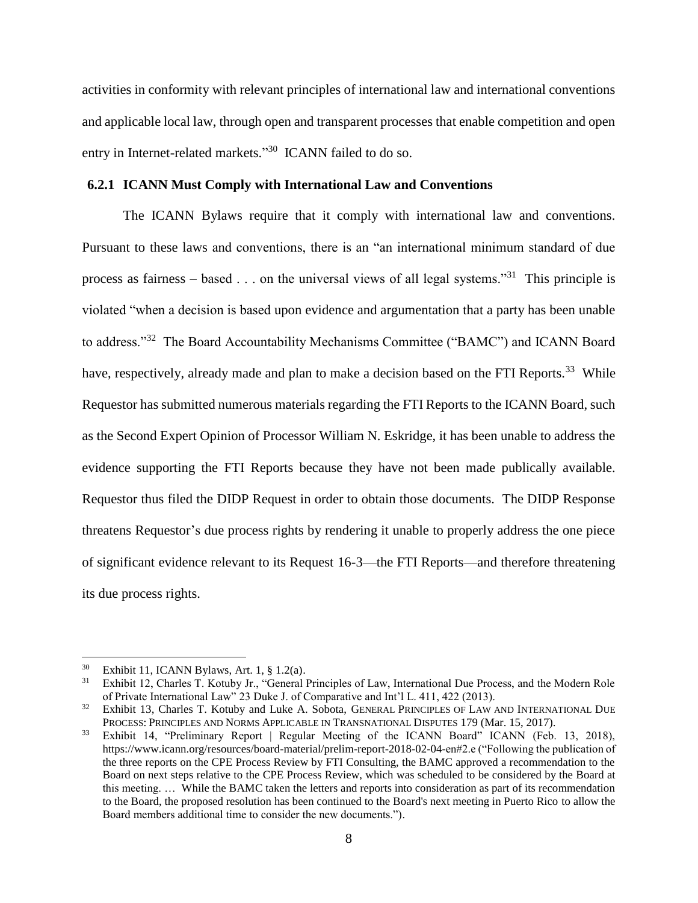activities in conformity with relevant principles of international law and international conventions and applicable local law, through open and transparent processes that enable competition and open entry in Internet-related markets."[30] ICANN failed to do so.

### 6.2.1 ICANN Must Comply with International Law and Conventions

The ICANN Bylaws require that it comply with international law and conventions. Pursuant to these laws and conventions, there is an "an international minimum standard of due process as fairness – based . . . on the universal views of all legal systems."[31] This principle is violated "when a decision is based upon evidence and argumentation that a party has been unable to address."[32] The Board Accountability Mechanisms Committee ("BAMC") and ICANN Board have, respectively, already made and plan to make a decision based on the FTI Reports.[33] While Requestor has submitted numerous materials regarding the FTI Reports to the ICANN Board, such as the Second Expert Opinion of Processor William N. Eskridge, it has been unable to address the evidence supporting the FTI Reports because they have not been made publically available. Requestor thus filed the DIDP Request in order to obtain those documents. The DIDP Response threatens Requestor's due process rights by rendering it unable to properly address the one piece of significant evidence relevant to its Request 16-3—the FTI Reports—and therefore threatening its due process rights.

---

[30] Exhibit 11, ICANN Bylaws, Art. 1, § 1.2(a).

[31] Exhibit 12, Charles T. Kotuby Jr., "General Principles of Law, International Due Process, and the Modern Role of Private International Law" 23 Duke J. of Comparative and Int'l L. 411, 422 (2013).

[32] Exhibit 13, Charles T. Kotuby and Luke A. Sobota, GENERAL PRINCIPLES OF LAW AND INTERNATIONAL DUE PROCESS: PRINCIPLES AND NORMS APPLICABLE IN TRANSNATIONAL DISPUTES 179 (Mar. 15, 2017).

[33] Exhibit 14, "Preliminary Report | Regular Meeting of the ICANN Board" ICANN (Feb. 13, 2018), https://www.icann.org/resources/board-material/prelim-report-2018-02-04-en#2.e ("Following the publication of the three reports on the CPE Process Review by FTI Consulting, the BAMC approved a recommendation to the Board on next steps relative to the CPE Process Review, which was scheduled to be considered by the Board at this meeting. … While the BAMC taken the letters and reports into consideration as part of its recommendation to the Board, the proposed resolution has been continued to the Board's next meeting in Puerto Rico to allow the Board members additional time to consider the new documents.").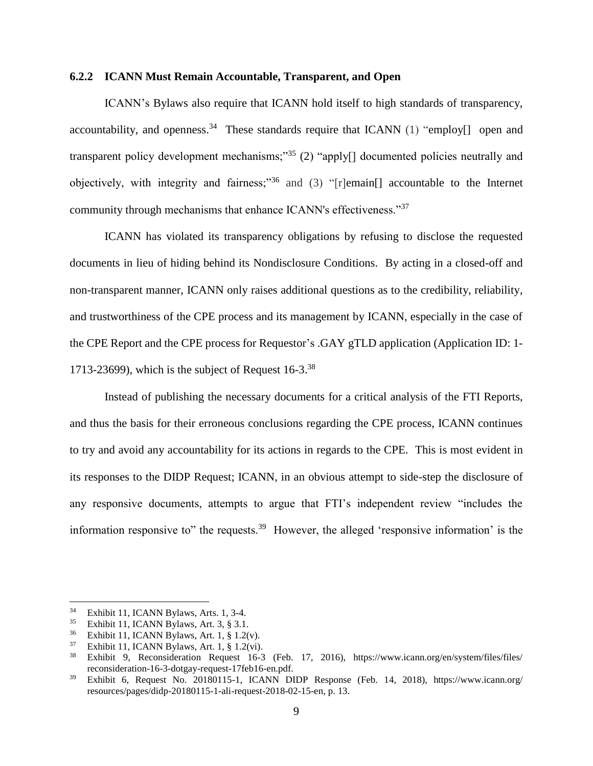### 6.2.2 ICANN Must Remain Accountable, Transparent, and Open

ICANN's Bylaws also require that ICANN hold itself to high standards of transparency, accountability, and openness.[34] These standards require that ICANN (1) "employ[] open and transparent policy development mechanisms;"[35] (2) "apply[] documented policies neutrally and objectively, with integrity and fairness;"[36] and (3) "[r]emain[] accountable to the Internet community through mechanisms that enhance ICANN's effectiveness."[37]

ICANN has violated its transparency obligations by refusing to disclose the requested documents in lieu of hiding behind its Nondisclosure Conditions. By acting in a closed-off and non-transparent manner, ICANN only raises additional questions as to the credibility, reliability, and trustworthiness of the CPE process and its management by ICANN, especially in the case of the CPE Report and the CPE process for Requestor's .GAY gTLD application (Application ID: 1-1713-23699), which is the subject of Request 16-3.[38]

Instead of publishing the necessary documents for a critical analysis of the FTI Reports, and thus the basis for their erroneous conclusions regarding the CPE process, ICANN continues to try and avoid any accountability for its actions in regards to the CPE. This is most evident in its responses to the DIDP Request; ICANN, in an obvious attempt to side-step the disclosure of any responsive documents, attempts to argue that FTI's independent review "includes the information responsive to" the requests.[39] However, the alleged 'responsive information' is the

---

[34] Exhibit 11, ICANN Bylaws, Arts. 1, 3-4.

[35] Exhibit 11, ICANN Bylaws, Art. 3, § 3.1.

[36] Exhibit 11, ICANN Bylaws, Art. 1, § 1.2(v).

[37] Exhibit 11, ICANN Bylaws, Art. 1, § 1.2(vi).

[38] Exhibit 9, Reconsideration Request 16-3 (Feb. 17, 2016), https://www.icann.org/en/system/files/files/reconsideration-16-3-dotgay-request-17feb16-en.pdf.

[39] Exhibit 6, Request No. 20180115-1, ICANN DIDP Response (Feb. 14, 2018), https://www.icann.org/resources/pages/didp-20180115-1-ali-request-2018-02-15-en, p. 13.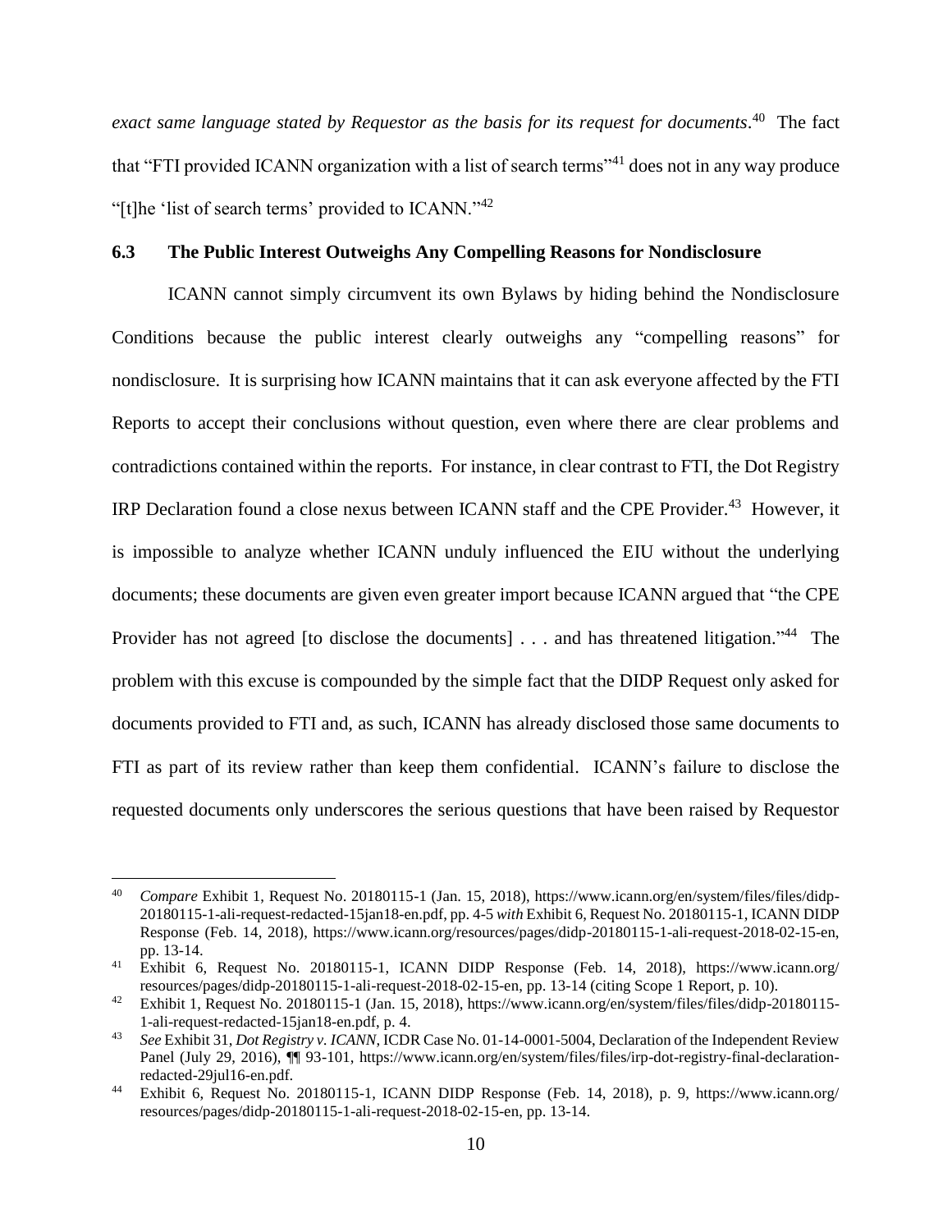*exact same language stated by Requestor as the basis for its request for documents*.[40] The fact that "FTI provided ICANN organization with a list of search terms"[41] does not in any way produce "[t]he 'list of search terms' provided to ICANN."[42]

### 6.3 The Public Interest Outweighs Any Compelling Reasons for Nondisclosure

ICANN cannot simply circumvent its own Bylaws by hiding behind the Nondisclosure Conditions because the public interest clearly outweighs any "compelling reasons" for nondisclosure. It is surprising how ICANN maintains that it can ask everyone affected by the FTI Reports to accept their conclusions without question, even where there are clear problems and contradictions contained within the reports. For instance, in clear contrast to FTI, the Dot Registry IRP Declaration found a close nexus between ICANN staff and the CPE Provider.[43] However, it is impossible to analyze whether ICANN unduly influenced the EIU without the underlying documents; these documents are given even greater import because ICANN argued that "the CPE Provider has not agreed [to disclose the documents] . . . and has threatened litigation."[44] The problem with this excuse is compounded by the simple fact that the DIDP Request only asked for documents provided to FTI and, as such, ICANN has already disclosed those same documents to FTI as part of its review rather than keep them confidential. ICANN's failure to disclose the requested documents only underscores the serious questions that have been raised by Requestor

---

[40] *Compare* Exhibit 1, Request No. 20180115-1 (Jan. 15, 2018), https://www.icann.org/en/system/files/files/didp-20180115-1-ali-request-redacted-15jan18-en.pdf, pp. 4-5 *with* Exhibit 6, Request No. 20180115-1, ICANN DIDP Response (Feb. 14, 2018), https://www.icann.org/resources/pages/didp-20180115-1-ali-request-2018-02-15-en, pp. 13-14.

[41] Exhibit 6, Request No. 20180115-1, ICANN DIDP Response (Feb. 14, 2018), https://www.icann.org/resources/pages/didp-20180115-1-ali-request-2018-02-15-en, pp. 13-14 (citing Scope 1 Report, p. 10).

[42] Exhibit 1, Request No. 20180115-1 (Jan. 15, 2018), https://www.icann.org/en/system/files/files/didp-20180115-1-ali-request-redacted-15jan18-en.pdf, p. 4.

[43] *See* Exhibit 31, *Dot Registry v. ICANN*, ICDR Case No. 01-14-0001-5004, Declaration of the Independent Review Panel (July 29, 2016), ¶¶ 93-101, https://www.icann.org/en/system/files/files/irp-dot-registry-final-declaration-redacted-29jul16-en.pdf.

[44] Exhibit 6, Request No. 20180115-1, ICANN DIDP Response (Feb. 14, 2018), p. 9, https://www.icann.org/resources/pages/didp-20180115-1-ali-request-2018-02-15-en, pp. 13-14.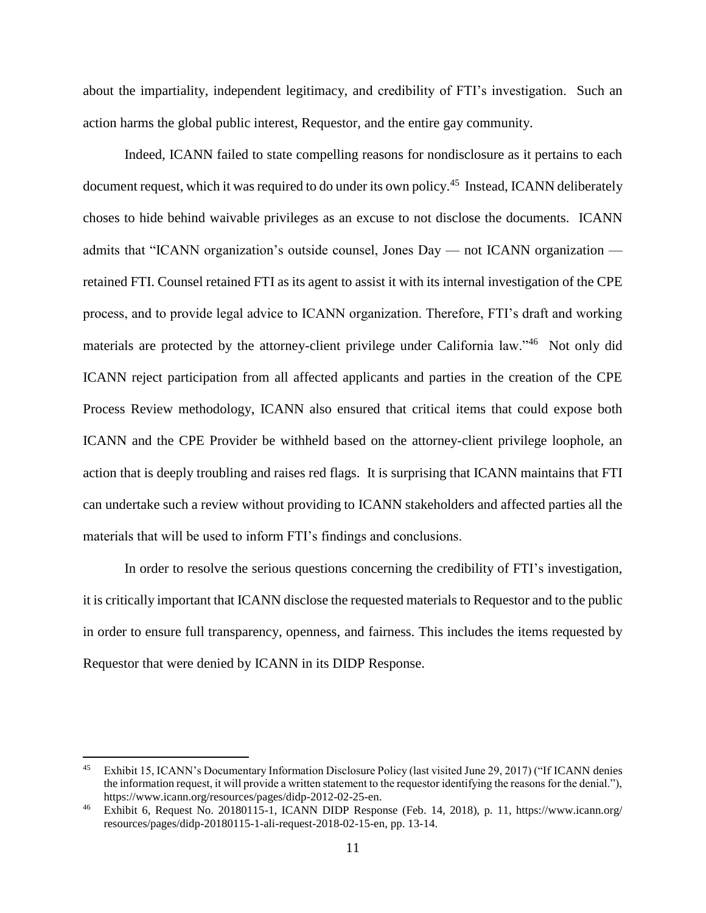about the impartiality, independent legitimacy, and credibility of FTI's investigation. Such an action harms the global public interest, Requestor, and the entire gay community.

Indeed, ICANN failed to state compelling reasons for nondisclosure as it pertains to each document request, which it was required to do under its own policy.[45] Instead, ICANN deliberately choses to hide behind waivable privileges as an excuse to not disclose the documents. ICANN admits that "ICANN organization's outside counsel, Jones Day — not ICANN organization — retained FTI. Counsel retained FTI as its agent to assist it with its internal investigation of the CPE process, and to provide legal advice to ICANN organization. Therefore, FTI's draft and working materials are protected by the attorney-client privilege under California law."[46] Not only did ICANN reject participation from all affected applicants and parties in the creation of the CPE Process Review methodology, ICANN also ensured that critical items that could expose both ICANN and the CPE Provider be withheld based on the attorney-client privilege loophole, an action that is deeply troubling and raises red flags. It is surprising that ICANN maintains that FTI can undertake such a review without providing to ICANN stakeholders and affected parties all the materials that will be used to inform FTI's findings and conclusions.

In order to resolve the serious questions concerning the credibility of FTI's investigation, it is critically important that ICANN disclose the requested materials to Requestor and to the public in order to ensure full transparency, openness, and fairness. This includes the items requested by Requestor that were denied by ICANN in its DIDP Response.

---

[45] Exhibit 15, ICANN's Documentary Information Disclosure Policy (last visited June 29, 2017) ("If ICANN denies the information request, it will provide a written statement to the requestor identifying the reasons for the denial."), https://www.icann.org/resources/pages/didp-2012-02-25-en.

[46] Exhibit 6, Request No. 20180115-1, ICANN DIDP Response (Feb. 14, 2018), p. 11, https://www.icann.org/resources/pages/didp-20180115-1-ali-request-2018-02-15-en, pp. 13-14.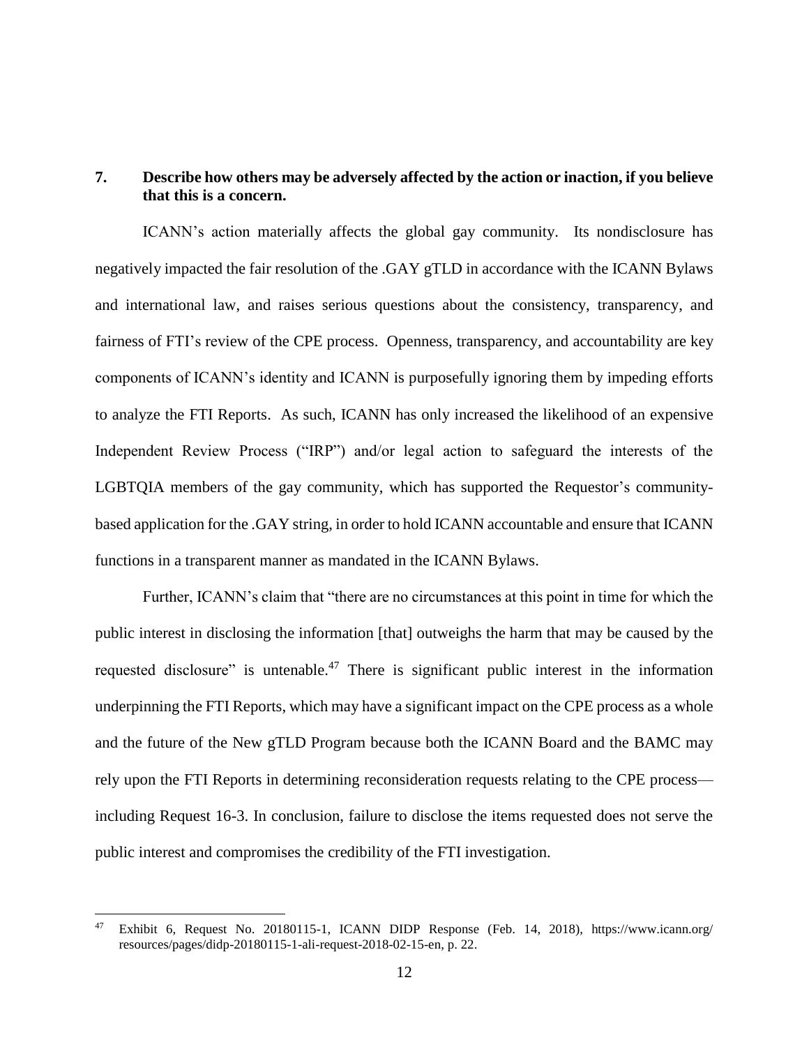**7. Describe how others may be adversely affected by the action or inaction, if you believe that this is a concern.**

ICANN's action materially affects the global gay community. Its nondisclosure has negatively impacted the fair resolution of the .GAY gTLD in accordance with the ICANN Bylaws and international law, and raises serious questions about the consistency, transparency, and fairness of FTI's review of the CPE process. Openness, transparency, and accountability are key components of ICANN's identity and ICANN is purposefully ignoring them by impeding efforts to analyze the FTI Reports. As such, ICANN has only increased the likelihood of an expensive Independent Review Process ("IRP") and/or legal action to safeguard the interests of the LGBTQIA members of the gay community, which has supported the Requestor's community-based application for the .GAY string, in order to hold ICANN accountable and ensure that ICANN functions in a transparent manner as mandated in the ICANN Bylaws.

Further, ICANN's claim that "there are no circumstances at this point in time for which the public interest in disclosing the information [that] outweighs the harm that may be caused by the requested disclosure" is untenable.[47] There is significant public interest in the information underpinning the FTI Reports, which may have a significant impact on the CPE process as a whole and the future of the New gTLD Program because both the ICANN Board and the BAMC may rely upon the FTI Reports in determining reconsideration requests relating to the CPE process—including Request 16-3. In conclusion, failure to disclose the items requested does not serve the public interest and compromises the credibility of the FTI investigation.

---

[47] Exhibit 6, Request No. 20180115-1, ICANN DIDP Response (Feb. 14, 2018), https://www.icann.org/resources/pages/didp-20180115-1-ali-request-2018-02-15-en, p. 22.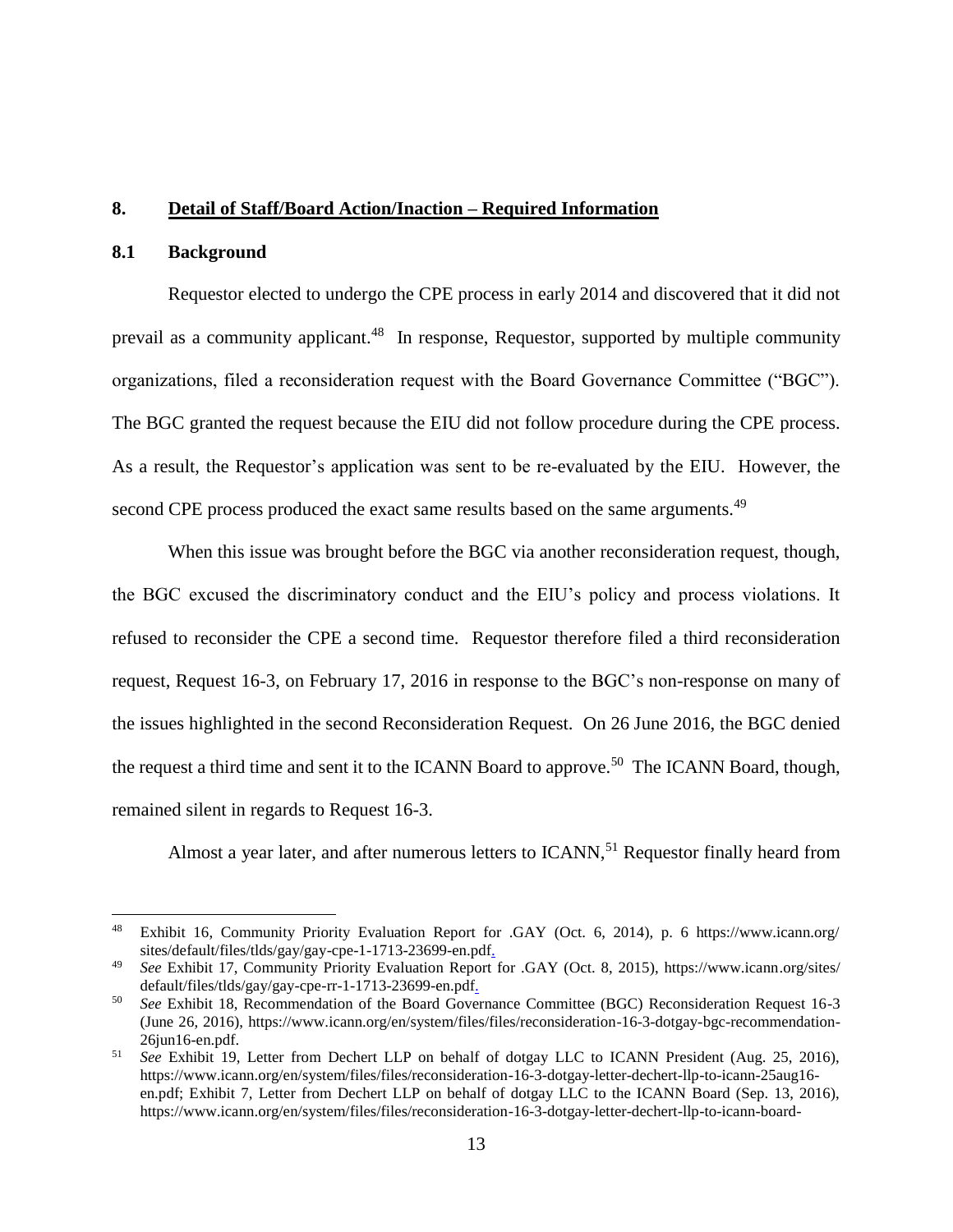## 8. Detail of Staff/Board Action/Inaction – Required Information

### 8.1 Background

Requestor elected to undergo the CPE process in early 2014 and discovered that it did not prevail as a community applicant.[48] In response, Requestor, supported by multiple community organizations, filed a reconsideration request with the Board Governance Committee ("BGC"). The BGC granted the request because the EIU did not follow procedure during the CPE process. As a result, the Requestor's application was sent to be re-evaluated by the EIU. However, the second CPE process produced the exact same results based on the same arguments.[49]

When this issue was brought before the BGC via another reconsideration request, though, the BGC excused the discriminatory conduct and the EIU's policy and process violations. It refused to reconsider the CPE a second time. Requestor therefore filed a third reconsideration request, Request 16-3, on February 17, 2016 in response to the BGC's non-response on many of the issues highlighted in the second Reconsideration Request. On 26 June 2016, the BGC denied the request a third time and sent it to the ICANN Board to approve.[50] The ICANN Board, though, remained silent in regards to Request 16-3.

Almost a year later, and after numerous letters to ICANN,[51] Requestor finally heard from

---

[48] Exhibit 16, Community Priority Evaluation Report for .GAY (Oct. 6, 2014), p. 6 https://www.icann.org/sites/default/files/tlds/gay/gay-cpe-1-1713-23699-en.pdf.

[49] *See* Exhibit 17, Community Priority Evaluation Report for .GAY (Oct. 8, 2015), https://www.icann.org/sites/default/files/tlds/gay/gay-cpe-rr-1-1713-23699-en.pdf.

[50] *See* Exhibit 18, Recommendation of the Board Governance Committee (BGC) Reconsideration Request 16-3 (June 26, 2016), https://www.icann.org/en/system/files/files/reconsideration-16-3-dotgay-bgc-recommendation-26jun16-en.pdf.

[51] *See* Exhibit 19, Letter from Dechert LLP on behalf of dotgay LLC to ICANN President (Aug. 25, 2016), https://www.icann.org/en/system/files/files/reconsideration-16-3-dotgay-letter-dechert-llp-to-icann-25aug16-en.pdf; Exhibit 7, Letter from Dechert LLP on behalf of dotgay LLC to the ICANN Board (Sep. 13, 2016), https://www.icann.org/en/system/files/files/reconsideration-16-3-dotgay-letter-dechert-llp-to-icann-board-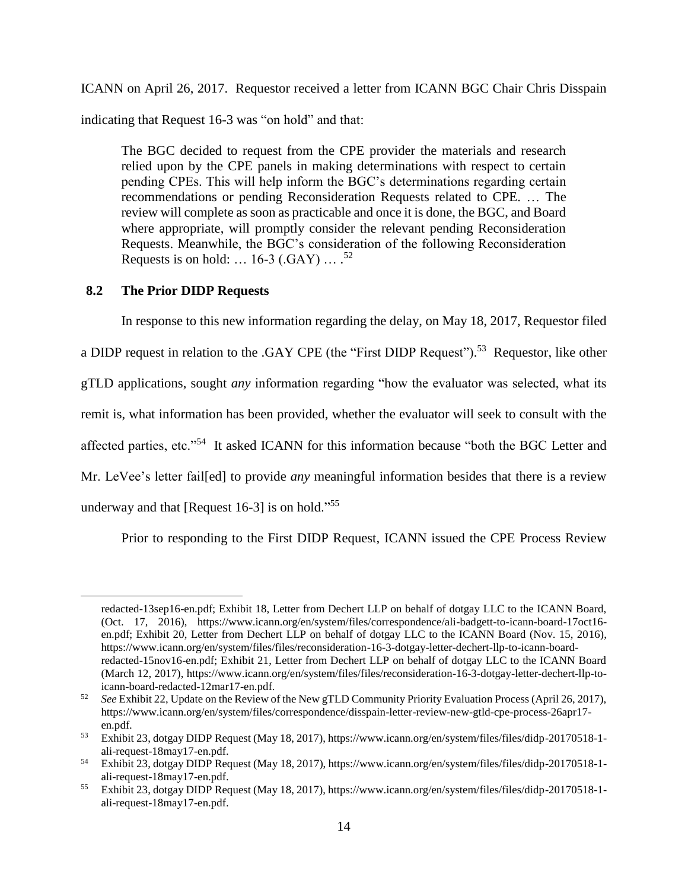ICANN on April 26, 2017. Requestor received a letter from ICANN BGC Chair Chris Disspain indicating that Request 16-3 was "on hold" and that:

> The BGC decided to request from the CPE provider the materials and research relied upon by the CPE panels in making determinations with respect to certain pending CPEs. This will help inform the BGC's determinations regarding certain recommendations or pending Reconsideration Requests related to CPE. … The review will complete as soon as practicable and once it is done, the BGC, and Board where appropriate, will promptly consider the relevant pending Reconsideration Requests. Meanwhile, the BGC's consideration of the following Reconsideration Requests is on hold: … 16-3 (.GAY) … .[52]

### 8.2 The Prior DIDP Requests

In response to this new information regarding the delay, on May 18, 2017, Requestor filed a DIDP request in relation to the .GAY CPE (the "First DIDP Request").[53] Requestor, like other gTLD applications, sought *any* information regarding "how the evaluator was selected, what its remit is, what information has been provided, whether the evaluator will seek to consult with the affected parties, etc."[54] It asked ICANN for this information because "both the BGC Letter and Mr. LeVee's letter fail[ed] to provide *any* meaningful information besides that there is a review underway and that [Request 16-3] is on hold."[55]

Prior to responding to the First DIDP Request, ICANN issued the CPE Process Review

---

redacted-13sep16-en.pdf; Exhibit 18, Letter from Dechert LLP on behalf of dotgay LLC to the ICANN Board, (Oct. 17, 2016), https://www.icann.org/en/system/files/correspondence/ali-badgett-to-icann-board-17oct16-en.pdf; Exhibit 20, Letter from Dechert LLP on behalf of dotgay LLC to the ICANN Board (Nov. 15, 2016), https://www.icann.org/en/system/files/files/reconsideration-16-3-dotgay-letter-dechert-llp-to-icann-board-redacted-15nov16-en.pdf; Exhibit 21, Letter from Dechert LLP on behalf of dotgay LLC to the ICANN Board (March 12, 2017), https://www.icann.org/en/system/files/files/reconsideration-16-3-dotgay-letter-dechert-llp-to-icann-board-redacted-12mar17-en.pdf.

[52] *See* Exhibit 22, Update on the Review of the New gTLD Community Priority Evaluation Process (April 26, 2017), https://www.icann.org/en/system/files/correspondence/disspain-letter-review-new-gtld-cpe-process-26apr17-en.pdf.

[53] Exhibit 23, dotgay DIDP Request (May 18, 2017), https://www.icann.org/en/system/files/files/didp-20170518-1-ali-request-18may17-en.pdf.

[54] Exhibit 23, dotgay DIDP Request (May 18, 2017), https://www.icann.org/en/system/files/files/didp-20170518-1-ali-request-18may17-en.pdf.

[55] Exhibit 23, dotgay DIDP Request (May 18, 2017), https://www.icann.org/en/system/files/files/didp-20170518-1-ali-request-18may17-en.pdf.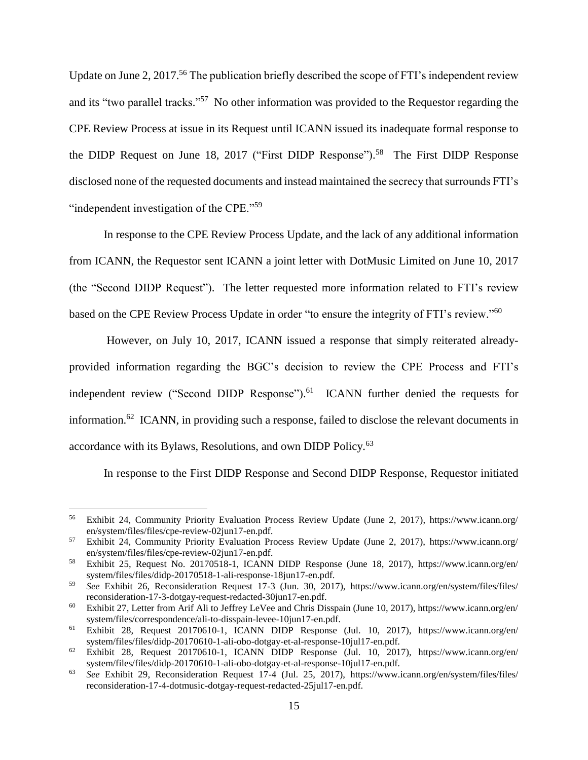Update on June 2, 2017.[56] The publication briefly described the scope of FTI's independent review and its "two parallel tracks."[57] No other information was provided to the Requestor regarding the CPE Review Process at issue in its Request until ICANN issued its inadequate formal response to the DIDP Request on June 18, 2017 ("First DIDP Response").[58] The First DIDP Response disclosed none of the requested documents and instead maintained the secrecy that surrounds FTI's "independent investigation of the CPE."[59]

In response to the CPE Review Process Update, and the lack of any additional information from ICANN, the Requestor sent ICANN a joint letter with DotMusic Limited on June 10, 2017 (the "Second DIDP Request"). The letter requested more information related to FTI's review based on the CPE Review Process Update in order "to ensure the integrity of FTI's review."[60]

However, on July 10, 2017, ICANN issued a response that simply reiterated already-provided information regarding the BGC's decision to review the CPE Process and FTI's independent review ("Second DIDP Response").[61] ICANN further denied the requests for information.[62] ICANN, in providing such a response, failed to disclose the relevant documents in accordance with its Bylaws, Resolutions, and own DIDP Policy.[63]

In response to the First DIDP Response and Second DIDP Response, Requestor initiated

---

[56] Exhibit 24, Community Priority Evaluation Process Review Update (June 2, 2017), https://www.icann.org/en/system/files/files/cpe-review-02jun17-en.pdf.

[57] Exhibit 24, Community Priority Evaluation Process Review Update (June 2, 2017), https://www.icann.org/en/system/files/files/cpe-review-02jun17-en.pdf.

[58] Exhibit 25, Request No. 20170518-1, ICANN DIDP Response (June 18, 2017), https://www.icann.org/en/system/files/files/didp-20170518-1-ali-response-18jun17-en.pdf.

[59] *See* Exhibit 26, Reconsideration Request 17-3 (Jun. 30, 2017), https://www.icann.org/en/system/files/files/reconsideration-17-3-dotgay-request-redacted-30jun17-en.pdf.

[60] Exhibit 27, Letter from Arif Ali to Jeffrey LeVee and Chris Disspain (June 10, 2017), https://www.icann.org/en/system/files/correspondence/ali-to-disspain-levee-10jun17-en.pdf.

[61] Exhibit 28, Request 20170610-1, ICANN DIDP Response (Jul. 10, 2017), https://www.icann.org/en/system/files/files/didp-20170610-1-ali-obo-dotgay-et-al-response-10jul17-en.pdf.

[62] Exhibit 28, Request 20170610-1, ICANN DIDP Response (Jul. 10, 2017), https://www.icann.org/en/system/files/files/didp-20170610-1-ali-obo-dotgay-et-al-response-10jul17-en.pdf.

[63] *See* Exhibit 29, Reconsideration Request 17-4 (Jul. 25, 2017), https://www.icann.org/en/system/files/files/reconsideration-17-4-dotmusic-dotgay-request-redacted-25jul17-en.pdf.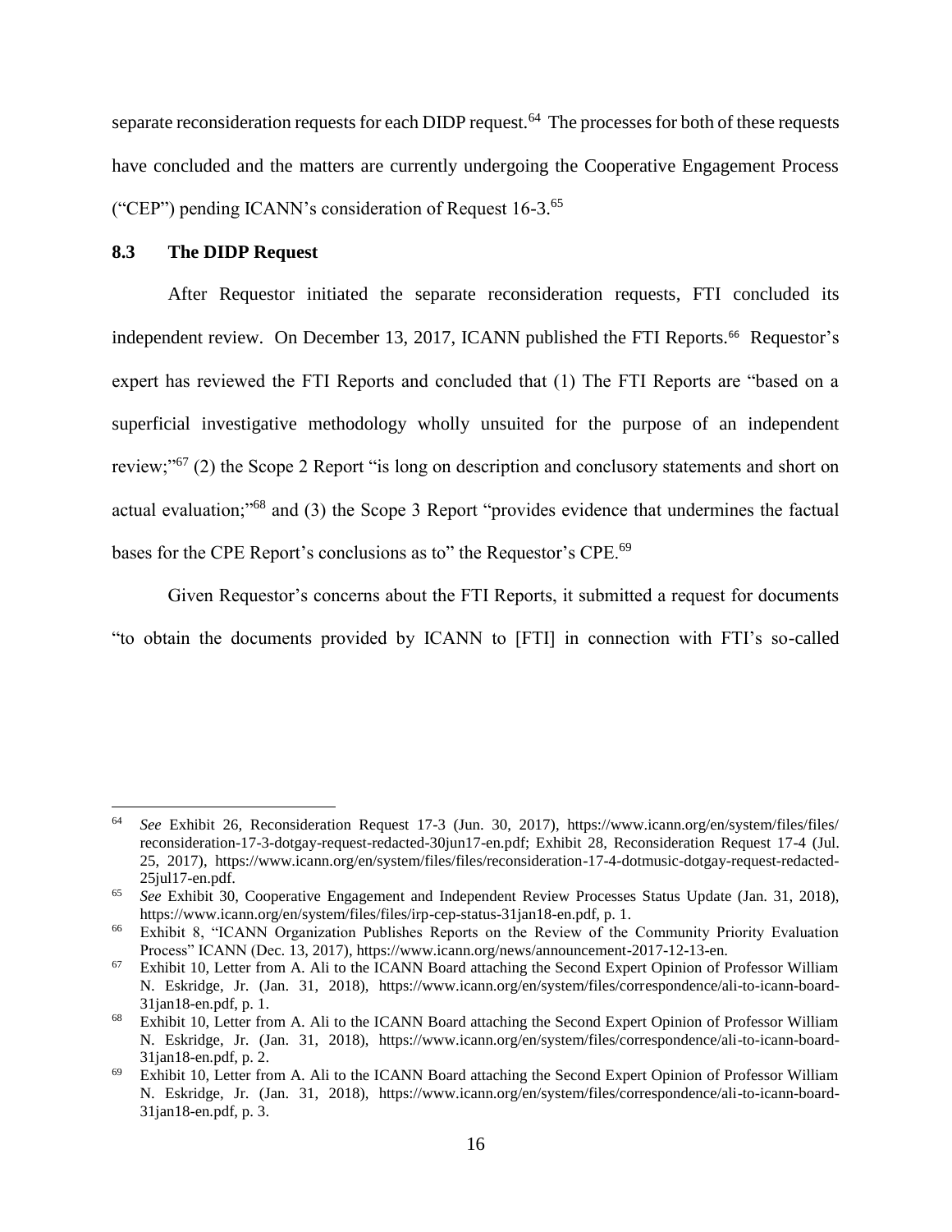separate reconsideration requests for each DIDP request.[64] The processes for both of these requests have concluded and the matters are currently undergoing the Cooperative Engagement Process ("CEP") pending ICANN's consideration of Request 16-3.[65]

### 8.3 The DIDP Request

After Requestor initiated the separate reconsideration requests, FTI concluded its independent review. On December 13, 2017, ICANN published the FTI Reports.[66] Requestor's expert has reviewed the FTI Reports and concluded that (1) The FTI Reports are "based on a superficial investigative methodology wholly unsuited for the purpose of an independent review;"[67] (2) the Scope 2 Report "is long on description and conclusory statements and short on actual evaluation;"[68] and (3) the Scope 3 Report "provides evidence that undermines the factual bases for the CPE Report's conclusions as to" the Requestor's CPE.[69]

Given Requestor's concerns about the FTI Reports, it submitted a request for documents "to obtain the documents provided by ICANN to [FTI] in connection with FTI's so-called

---

[64] *See* Exhibit 26, Reconsideration Request 17-3 (Jun. 30, 2017), https://www.icann.org/en/system/files/files/reconsideration-17-3-dotgay-request-redacted-30jun17-en.pdf; Exhibit 28, Reconsideration Request 17-4 (Jul. 25, 2017), https://www.icann.org/en/system/files/files/reconsideration-17-4-dotmusic-dotgay-request-redacted-25jul17-en.pdf.

[65] *See* Exhibit 30, Cooperative Engagement and Independent Review Processes Status Update (Jan. 31, 2018), https://www.icann.org/en/system/files/files/irp-cep-status-31jan18-en.pdf, p. 1.

[66] Exhibit 8, "ICANN Organization Publishes Reports on the Review of the Community Priority Evaluation Process" ICANN (Dec. 13, 2017), https://www.icann.org/news/announcement-2017-12-13-en.

[67] Exhibit 10, Letter from A. Ali to the ICANN Board attaching the Second Expert Opinion of Professor William N. Eskridge, Jr. (Jan. 31, 2018), https://www.icann.org/en/system/files/correspondence/ali-to-icann-board-31jan18-en.pdf, p. 1.

[68] Exhibit 10, Letter from A. Ali to the ICANN Board attaching the Second Expert Opinion of Professor William N. Eskridge, Jr. (Jan. 31, 2018), https://www.icann.org/en/system/files/correspondence/ali-to-icann-board-31jan18-en.pdf, p. 2.

[69] Exhibit 10, Letter from A. Ali to the ICANN Board attaching the Second Expert Opinion of Professor William N. Eskridge, Jr. (Jan. 31, 2018), https://www.icann.org/en/system/files/correspondence/ali-to-icann-board-31jan18-en.pdf, p. 3.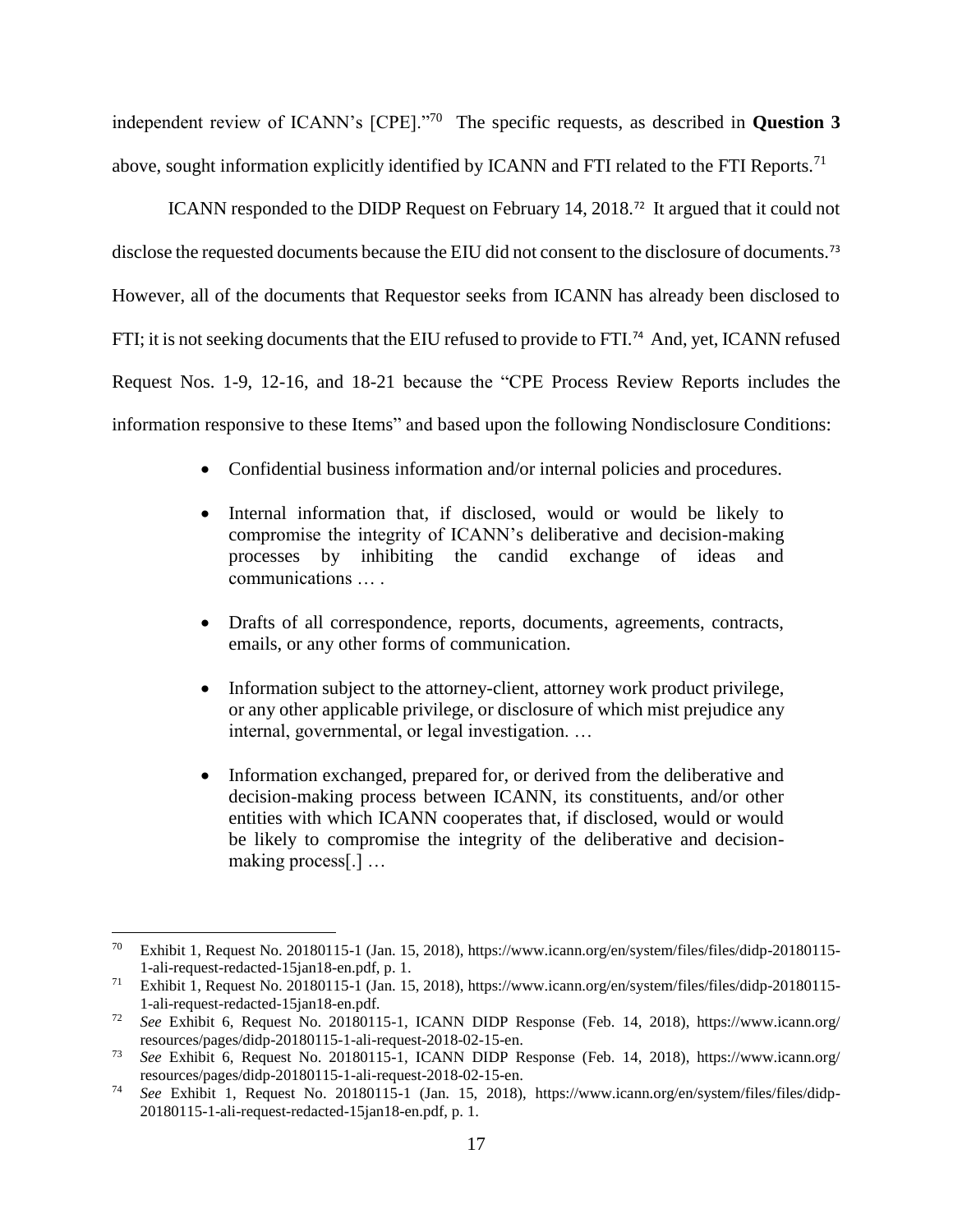independent review of ICANN's [CPE]."[70] The specific requests, as described in **Question 3** above, sought information explicitly identified by ICANN and FTI related to the FTI Reports.[71]

ICANN responded to the DIDP Request on February 14, 2018.[72] It argued that it could not disclose the requested documents because the EIU did not consent to the disclosure of documents.[73] However, all of the documents that Requestor seeks from ICANN has already been disclosed to FTI; it is not seeking documents that the EIU refused to provide to FTI.[74] And, yet, ICANN refused Request Nos. 1-9, 12-16, and 18-21 because the "CPE Process Review Reports includes the information responsive to these Items" and based upon the following Nondisclosure Conditions:

- Confidential business information and/or internal policies and procedures.
- Internal information that, if disclosed, would or would be likely to compromise the integrity of ICANN's deliberative and decision-making processes by inhibiting the candid exchange of ideas and communications … .
- Drafts of all correspondence, reports, documents, agreements, contracts, emails, or any other forms of communication.
- Information subject to the attorney-client, attorney work product privilege, or any other applicable privilege, or disclosure of which mist prejudice any internal, governmental, or legal investigation. …
- Information exchanged, prepared for, or derived from the deliberative and decision-making process between ICANN, its constituents, and/or other entities with which ICANN cooperates that, if disclosed, would or would be likely to compromise the integrity of the deliberative and decision-making process[.] …

---

[70] Exhibit 1, Request No. 20180115-1 (Jan. 15, 2018), https://www.icann.org/en/system/files/files/didp-20180115-1-ali-request-redacted-15jan18-en.pdf, p. 1.

[71] Exhibit 1, Request No. 20180115-1 (Jan. 15, 2018), https://www.icann.org/en/system/files/files/didp-20180115-1-ali-request-redacted-15jan18-en.pdf.

[72] *See* Exhibit 6, Request No. 20180115-1, ICANN DIDP Response (Feb. 14, 2018), https://www.icann.org/resources/pages/didp-20180115-1-ali-request-2018-02-15-en.

[73] *See* Exhibit 6, Request No. 20180115-1, ICANN DIDP Response (Feb. 14, 2018), https://www.icann.org/resources/pages/didp-20180115-1-ali-request-2018-02-15-en.

[74] *See* Exhibit 1, Request No. 20180115-1 (Jan. 15, 2018), https://www.icann.org/en/system/files/files/didp-20180115-1-ali-request-redacted-15jan18-en.pdf, p. 1.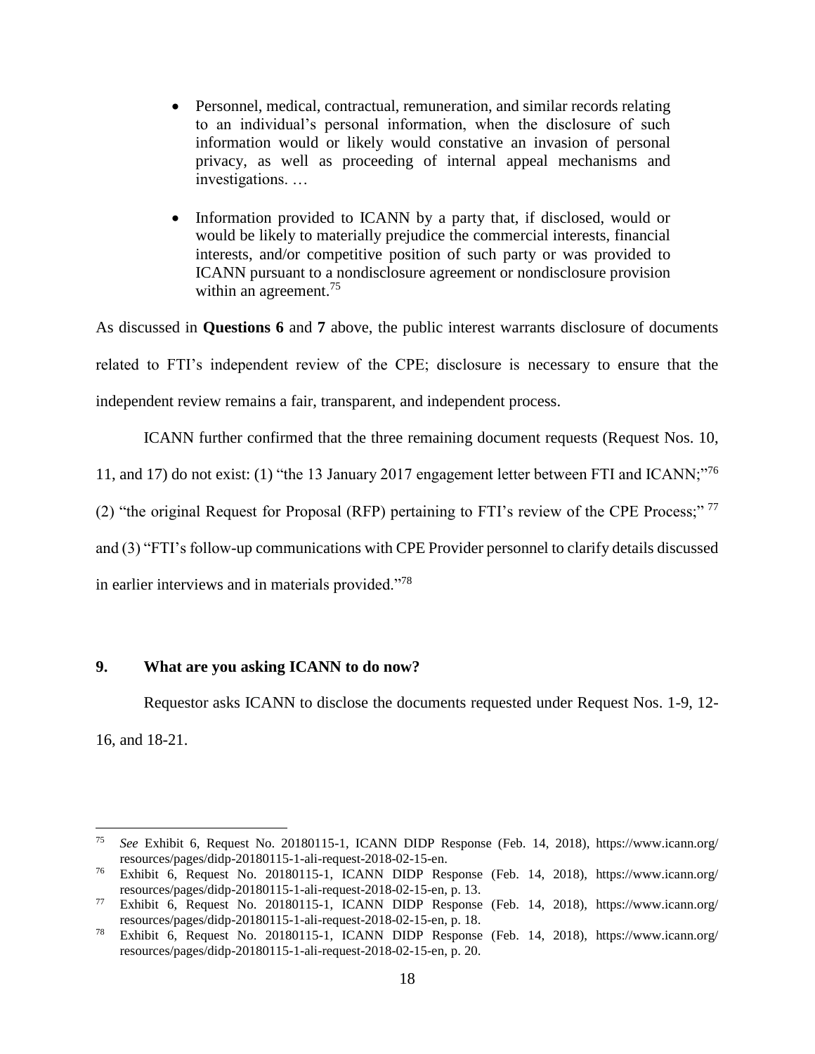- Personnel, medical, contractual, remuneration, and similar records relating to an individual's personal information, when the disclosure of such information would or likely would constative an invasion of personal privacy, as well as proceeding of internal appeal mechanisms and investigations. …

- Information provided to ICANN by a party that, if disclosed, would or would be likely to materially prejudice the commercial interests, financial interests, and/or competitive position of such party or was provided to ICANN pursuant to a nondisclosure agreement or nondisclosure provision within an agreement.[75]

As discussed in **Questions 6** and **7** above, the public interest warrants disclosure of documents related to FTI's independent review of the CPE; disclosure is necessary to ensure that the independent review remains a fair, transparent, and independent process.

ICANN further confirmed that the three remaining document requests (Request Nos. 10, 11, and 17) do not exist: (1) "the 13 January 2017 engagement letter between FTI and ICANN;"[76] (2) "the original Request for Proposal (RFP) pertaining to FTI's review of the CPE Process;"[77] and (3) "FTI's follow-up communications with CPE Provider personnel to clarify details discussed in earlier interviews and in materials provided."[78]

**9. What are you asking ICANN to do now?**

Requestor asks ICANN to disclose the documents requested under Request Nos. 1-9, 12-16, and 18-21.

---

[75] *See* Exhibit 6, Request No. 20180115-1, ICANN DIDP Response (Feb. 14, 2018), https://www.icann.org/resources/pages/didp-20180115-1-ali-request-2018-02-15-en.

[76] Exhibit 6, Request No. 20180115-1, ICANN DIDP Response (Feb. 14, 2018), https://www.icann.org/resources/pages/didp-20180115-1-ali-request-2018-02-15-en, p. 13.

[77] Exhibit 6, Request No. 20180115-1, ICANN DIDP Response (Feb. 14, 2018), https://www.icann.org/resources/pages/didp-20180115-1-ali-request-2018-02-15-en, p. 18.

[78] Exhibit 6, Request No. 20180115-1, ICANN DIDP Response (Feb. 14, 2018), https://www.icann.org/resources/pages/didp-20180115-1-ali-request-2018-02-15-en, p. 20.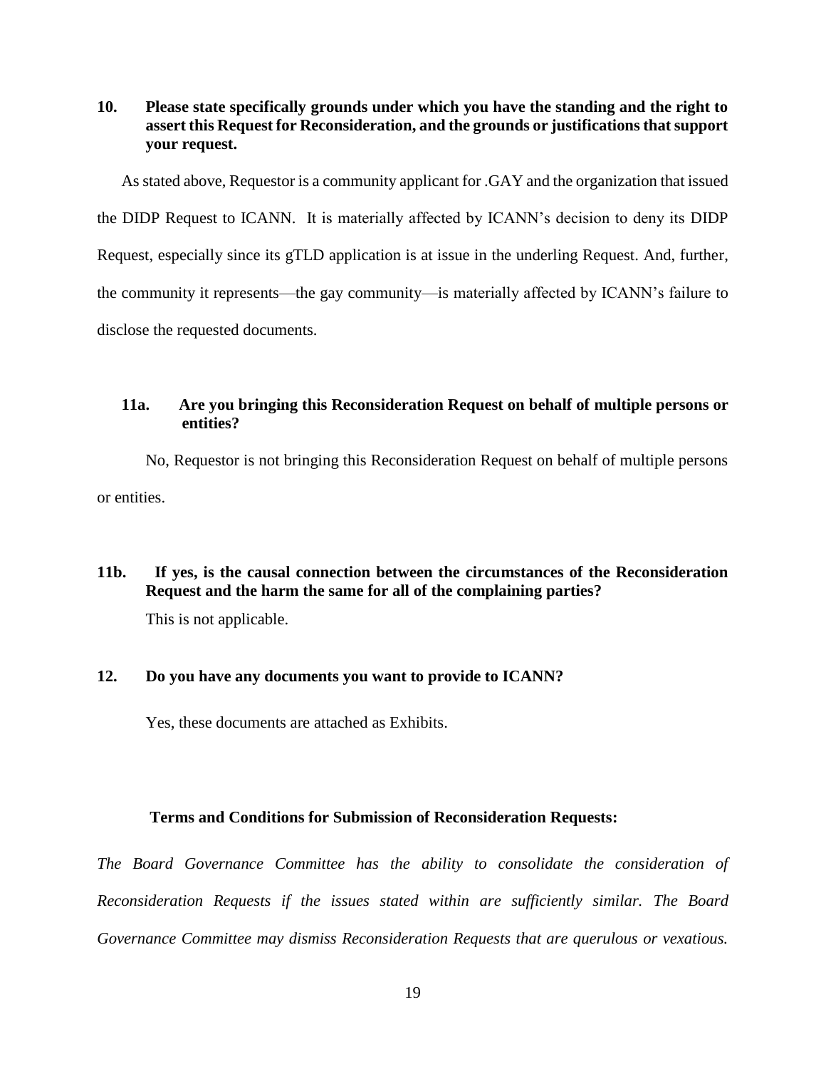**10. Please state specifically grounds under which you have the standing and the right to assert this Request for Reconsideration, and the grounds or justifications that support your request.**

As stated above, Requestor is a community applicant for .GAY and the organization that issued the DIDP Request to ICANN. It is materially affected by ICANN's decision to deny its DIDP Request, especially since its gTLD application is at issue in the underling Request. And, further, the community it represents—the gay community—is materially affected by ICANN's failure to disclose the requested documents.

**11a. Are you bringing this Reconsideration Request on behalf of multiple persons or entities?**

No, Requestor is not bringing this Reconsideration Request on behalf of multiple persons or entities.

**11b. If yes, is the causal connection between the circumstances of the Reconsideration Request and the harm the same for all of the complaining parties?**

This is not applicable.

**12. Do you have any documents you want to provide to ICANN?**

Yes, these documents are attached as Exhibits.

**Terms and Conditions for Submission of Reconsideration Requests:**

*The Board Governance Committee has the ability to consolidate the consideration of Reconsideration Requests if the issues stated within are sufficiently similar. The Board Governance Committee may dismiss Reconsideration Requests that are querulous or vexatious.*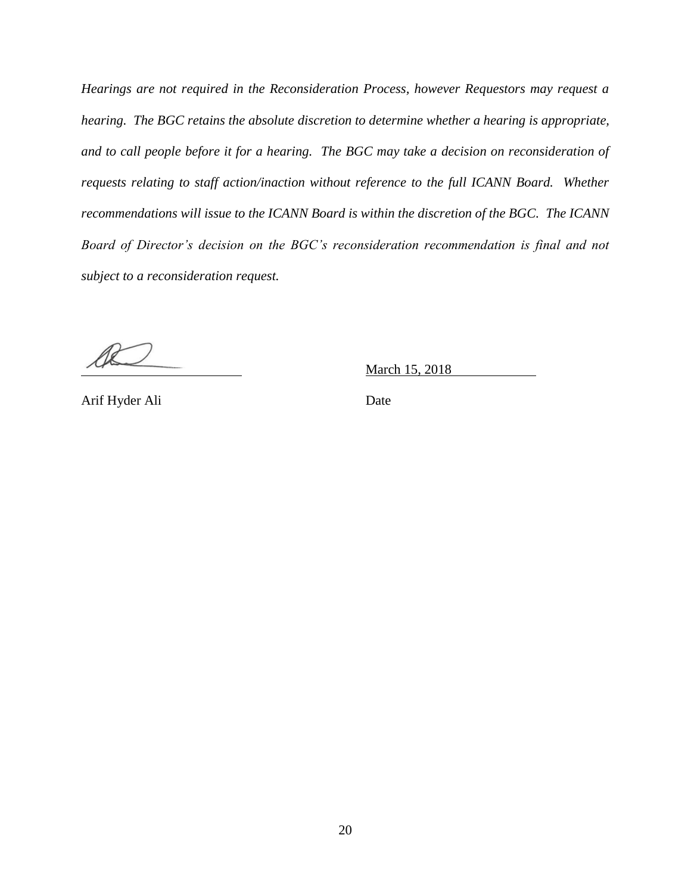*Hearings are not required in the Reconsideration Process, however Requestors may request a hearing. The BGC retains the absolute discretion to determine whether a hearing is appropriate, and to call people before it for a hearing. The BGC may take a decision on reconsideration of requests relating to staff action/inaction without reference to the full ICANN Board. Whether recommendations will issue to the ICANN Board is within the discretion of the BGC. The ICANN Board of Director's decision on the BGC's reconsideration recommendation is final and not subject to a reconsideration request.*

\_\_\_\_\_\_\_\_\_\_\_\_\_\_\_\_\_\_\_\_\_\_\_\_ March 15, 2018

Arif Hyder Ali Date